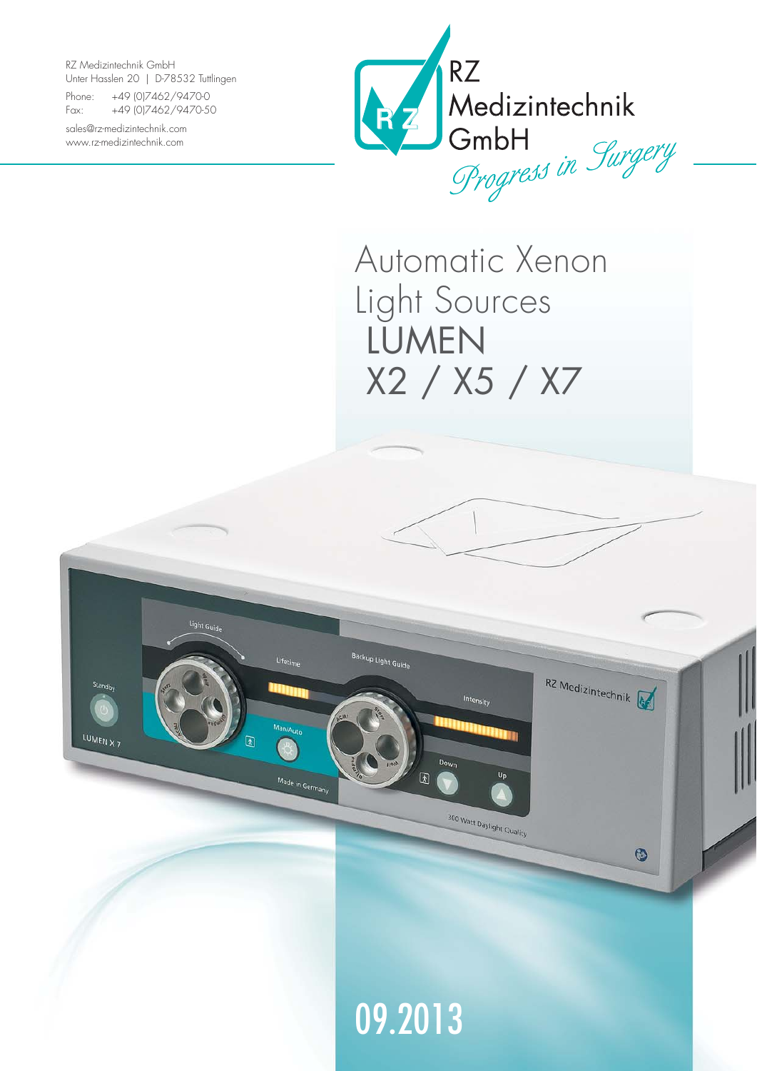RZ Medizintechnik GmbH
Unter Hasslen 20 | D-78532 Tuttlingen

Phone: +49 (0)7462/9470-0
Fax: +49 (0)7462/9470-50

sales@rz-medizintechnik.com
www.rz-medizintechnik.com

RZ
Medizintechnik
GmbH
*Progress in Surgery*

# Automatic Xenon Light Sources LUMEN X2 / X5 / X7

09.2013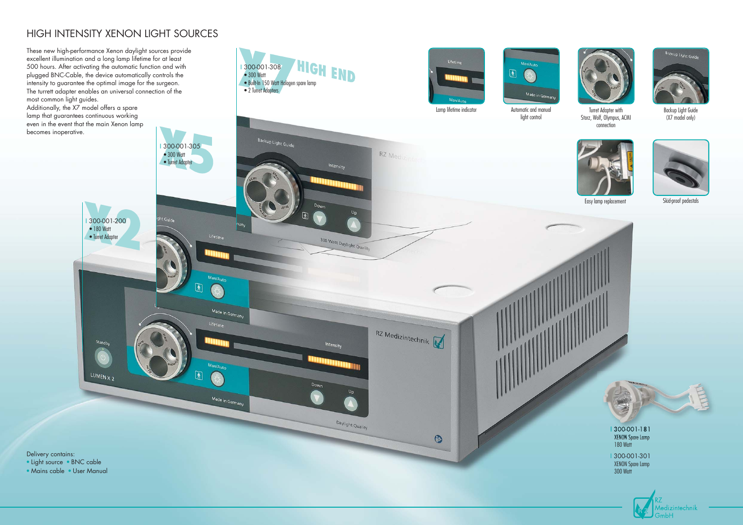# HIGH INTENSITY XENON LIGHT SOURCES

These new high-performance Xenon daylight sources provide excellent illumination and a long lamp lifetime for at least 500 hours. After activating the automatic function and with plugged BNC-Cable, the device automatically controls the intensity to guarantee the optimal image for the surgeon. The turrett adapter enables an universal connection of the most common light guides.
Additionally, the X7 model offers a spare lamp that guarantees continuous working even in the event that the main Xenon lamp becomes inoperative.

## X7 HIGH END

| 300-001-308
- 300 Watt
- Built-In 150 Watt Halogen spare lamp
- 2 Turret Adapters

## X5

| 300-001-305
- 300 Watt
- Turret Adapter

## X2

| 300-001-200
- 180 Watt
- Turret Adapter

Lamp lifetime indicator

Automatic and manual light control

Turret Adapter with Storz, Wolf, Olympus, ACMI connection

Backup Light Guide (X7 model only)

Easy lamp replacement

Skid-proof pedestals

| 300-001-181
XENON Spare Lamp
180 Watt

| 300-001-301
XENON Spare Lamp
300 Watt

Delivery contains:
- Light source
- BNC cable
- Mains cable
- User Manual

RZ Medizintechnik GmbH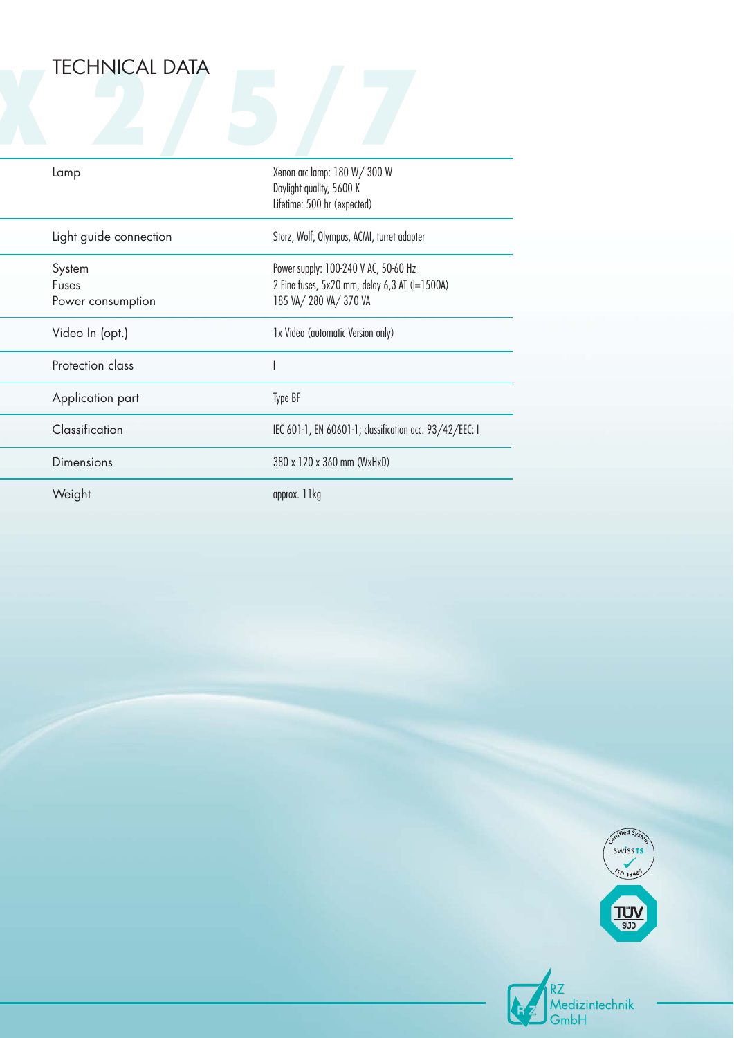# TECHNICAL DATA

| | |
|---|---|
| Lamp | Xenon arc lamp: 180 W/ 300 W<br>Daylight quality, 5600 K<br>Lifetime: 500 hr (expected) |
| Light guide connection | Storz, Wolf, Olympus, ACMI, turret adapter |
| System<br>Fuses<br>Power consumption | Power supply: 100-240 V AC, 50-60 Hz<br>2 Fine fuses, 5x20 mm, delay 6,3 AT (I=1500A)<br>185 VA/ 280 VA/ 370 VA |
| Video In (opt.) | 1x Video (automatic Version only) |
| Protection class | I |
| Application part | Type BF |
| Classification | IEC 601-1, EN 60601-1; classification acc. 93/42/EEC: I |
| Dimensions | 380 x 120 x 360 mm (WxHxD) |
| Weight | approx. 11kg |

Certified System swissTS ISO 13485

TÜV SÜD

RZ Medizintechnik GmbH